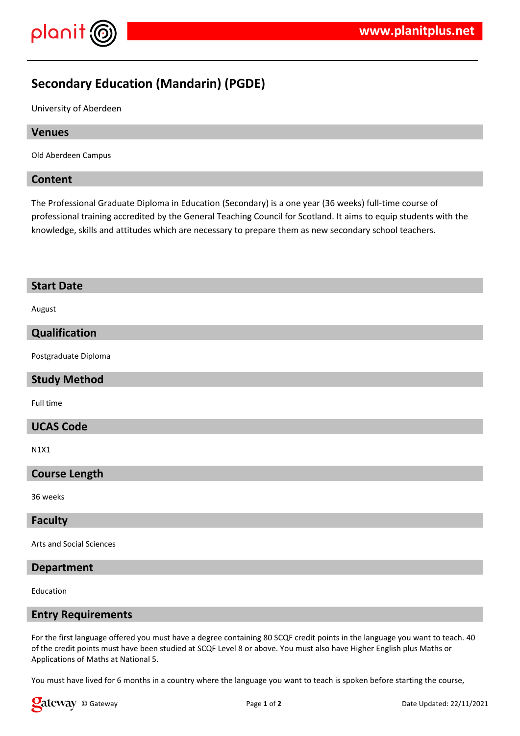# Secondary Education (Mandarin) (PGDE)

University of Aberdeen

## Venues

Old Aberdeen Campus

## Content

The Professional Graduate Diploma in Education (Secondary) is a one year (36 weeks) full-time course of professional training accredited by the General Teaching Council for Scotland. It aims to equip students with the knowledge, skills and attitudes which are necessary to prepare them as new secondary school teachers.

## Start Date

August

## Qualification

Postgraduate Diploma

## Study Method

Full time

## UCAS Code

N1X1

## Course Length

36 weeks

## Faculty

Arts and Social Sciences

## Department

Education

## Entry Requirements

For the first language offered you must have a degree containing 80 SCQF credit points in the language you want to teach. 40 of the credit points must have been studied at SCQF Level 8 or above. You must also have Higher English plus Maths or Applications of Maths at National 5.

You must have lived for 6 months in a country where the language you want to teach is spoken before starting the course,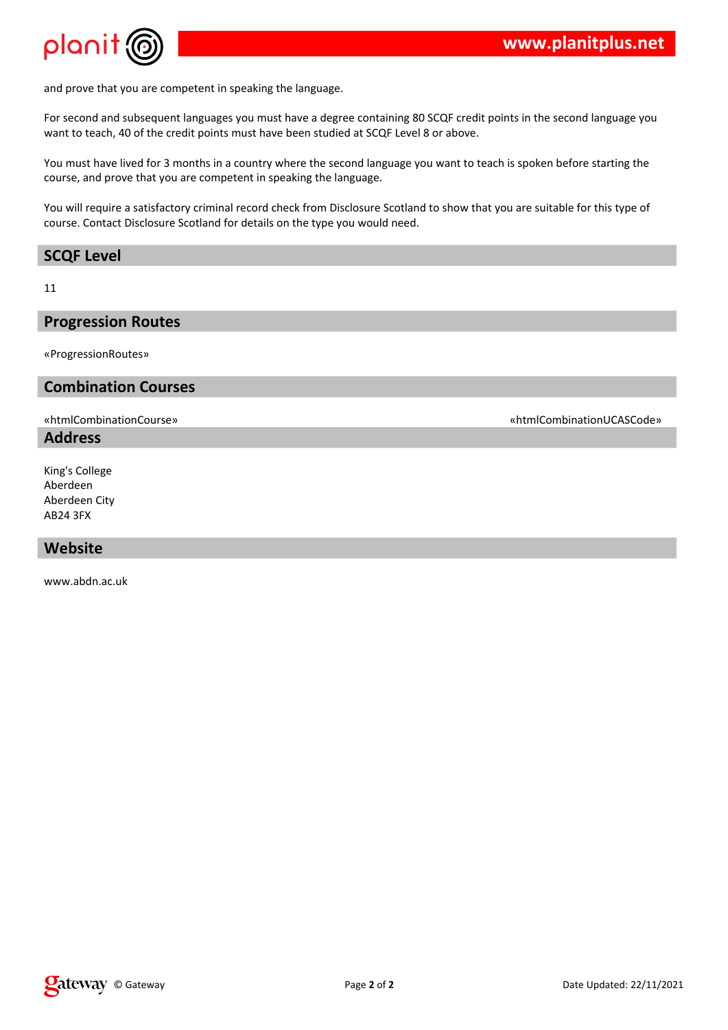and prove that you are competent in speaking the language.

For second and subsequent languages you must have a degree containing 80 SCQF credit points in the second language you want to teach, 40 of the credit points must have been studied at SCQF Level 8 or above.

You must have lived for 3 months in a country where the second language you want to teach is spoken before starting the course, and prove that you are competent in speaking the language.

You will require a satisfactory criminal record check from Disclosure Scotland to show that you are suitable for this type of course. Contact Disclosure Scotland for details on the type you would need.

## SCQF Level

11

## Progression Routes

«ProgressionRoutes»

## Combination Courses

«htmlCombinationCourse» «htmlCombinationUCASCode»

## Address

King's College
Aberdeen
Aberdeen City
AB24 3FX

## Website

www.abdn.ac.uk